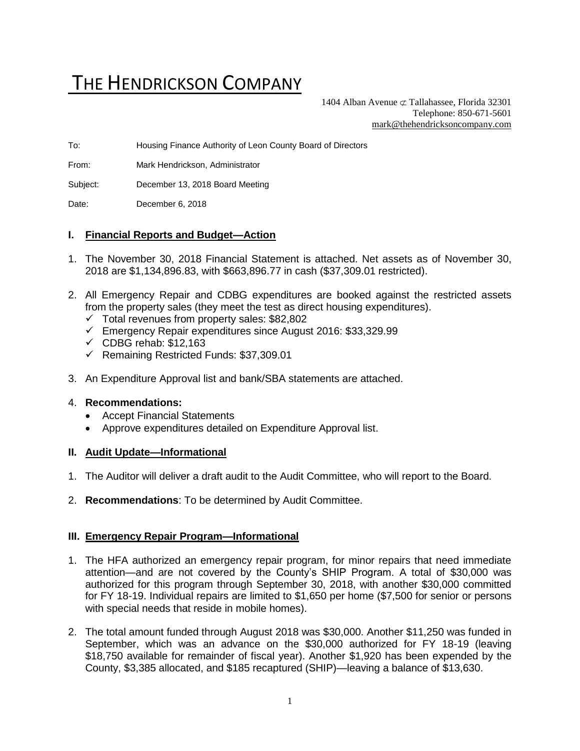# THE HENDRICKSON COMPANY

1404 Alban Avenue ⊄ Tallahassee, Florida 32301
Telephone: 850-671-5601
mark@thehendricksoncompany.com

To: Housing Finance Authority of Leon County Board of Directors

From: Mark Hendrickson, Administrator

Subject: December 13, 2018 Board Meeting

Date: December 6, 2018

## I. Financial Reports and Budget—Action

1. The November 30, 2018 Financial Statement is attached. Net assets as of November 30, 2018 are $1,134,896.83, with $663,896.77 in cash ($37,309.01 restricted).

2. All Emergency Repair and CDBG expenditures are booked against the restricted assets from the property sales (they meet the test as direct housing expenditures).
   - ✓ Total revenues from property sales: $82,802
   - ✓ Emergency Repair expenditures since August 2016: $33,329.99
   - ✓ CDBG rehab: $12,163
   - ✓ Remaining Restricted Funds: $37,309.01

3. An Expenditure Approval list and bank/SBA statements are attached.

4. **Recommendations:**
   - Accept Financial Statements
   - Approve expenditures detailed on Expenditure Approval list.

## II. Audit Update—Informational

1. The Auditor will deliver a draft audit to the Audit Committee, who will report to the Board.

2. **Recommendations**: To be determined by Audit Committee.

## III. Emergency Repair Program—Informational

1. The HFA authorized an emergency repair program, for minor repairs that need immediate attention—and are not covered by the County's SHIP Program. A total of $30,000 was authorized for this program through September 30, 2018, with another $30,000 committed for FY 18-19. Individual repairs are limited to $1,650 per home ($7,500 for senior or persons with special needs that reside in mobile homes).

2. The total amount funded through August 2018 was $30,000. Another $11,250 was funded in September, which was an advance on the $30,000 authorized for FY 18-19 (leaving $18,750 available for remainder of fiscal year). Another $1,920 has been expended by the County, $3,385 allocated, and $185 recaptured (SHIP)—leaving a balance of $13,630.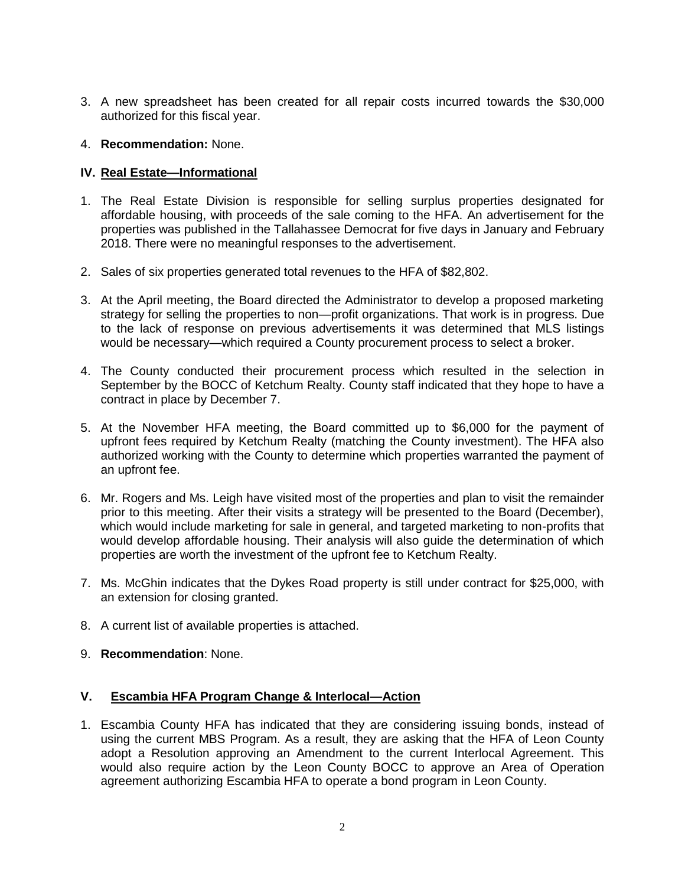3. A new spreadsheet has been created for all repair costs incurred towards the $30,000 authorized for this fiscal year.

4. **Recommendation:** None.

## IV. Real Estate—Informational

1. The Real Estate Division is responsible for selling surplus properties designated for affordable housing, with proceeds of the sale coming to the HFA. An advertisement for the properties was published in the Tallahassee Democrat for five days in January and February 2018. There were no meaningful responses to the advertisement.

2. Sales of six properties generated total revenues to the HFA of $82,802.

3. At the April meeting, the Board directed the Administrator to develop a proposed marketing strategy for selling the properties to non—profit organizations. That work is in progress. Due to the lack of response on previous advertisements it was determined that MLS listings would be necessary—which required a County procurement process to select a broker.

4. The County conducted their procurement process which resulted in the selection in September by the BOCC of Ketchum Realty. County staff indicated that they hope to have a contract in place by December 7.

5. At the November HFA meeting, the Board committed up to $6,000 for the payment of upfront fees required by Ketchum Realty (matching the County investment). The HFA also authorized working with the County to determine which properties warranted the payment of an upfront fee.

6. Mr. Rogers and Ms. Leigh have visited most of the properties and plan to visit the remainder prior to this meeting. After their visits a strategy will be presented to the Board (December), which would include marketing for sale in general, and targeted marketing to non-profits that would develop affordable housing. Their analysis will also guide the determination of which properties are worth the investment of the upfront fee to Ketchum Realty.

7. Ms. McGhin indicates that the Dykes Road property is still under contract for $25,000, with an extension for closing granted.

8. A current list of available properties is attached.

9. **Recommendation**: None.

## V. Escambia HFA Program Change & Interlocal—Action

1. Escambia County HFA has indicated that they are considering issuing bonds, instead of using the current MBS Program. As a result, they are asking that the HFA of Leon County adopt a Resolution approving an Amendment to the current Interlocal Agreement. This would also require action by the Leon County BOCC to approve an Area of Operation agreement authorizing Escambia HFA to operate a bond program in Leon County.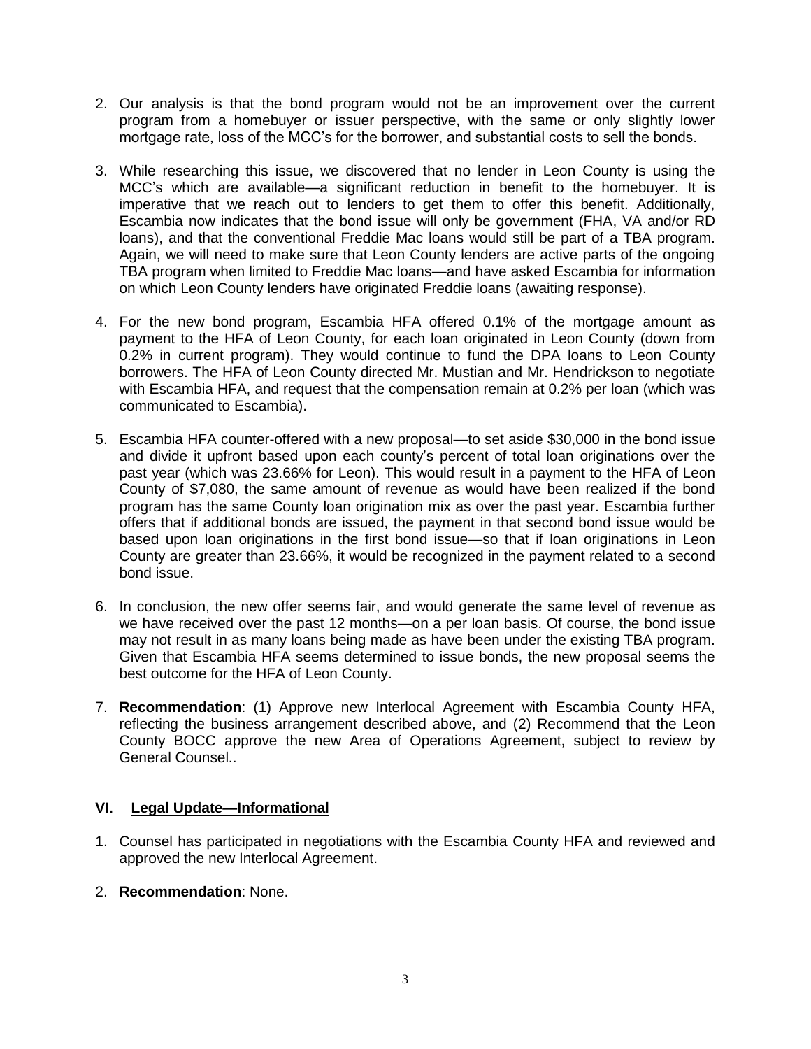2. Our analysis is that the bond program would not be an improvement over the current program from a homebuyer or issuer perspective, with the same or only slightly lower mortgage rate, loss of the MCC's for the borrower, and substantial costs to sell the bonds.

3. While researching this issue, we discovered that no lender in Leon County is using the MCC's which are available—a significant reduction in benefit to the homebuyer. It is imperative that we reach out to lenders to get them to offer this benefit. Additionally, Escambia now indicates that the bond issue will only be government (FHA, VA and/or RD loans), and that the conventional Freddie Mac loans would still be part of a TBA program. Again, we will need to make sure that Leon County lenders are active parts of the ongoing TBA program when limited to Freddie Mac loans—and have asked Escambia for information on which Leon County lenders have originated Freddie loans (awaiting response).

4. For the new bond program, Escambia HFA offered 0.1% of the mortgage amount as payment to the HFA of Leon County, for each loan originated in Leon County (down from 0.2% in current program). They would continue to fund the DPA loans to Leon County borrowers. The HFA of Leon County directed Mr. Mustian and Mr. Hendrickson to negotiate with Escambia HFA, and request that the compensation remain at 0.2% per loan (which was communicated to Escambia).

5. Escambia HFA counter-offered with a new proposal—to set aside $30,000 in the bond issue and divide it upfront based upon each county's percent of total loan originations over the past year (which was 23.66% for Leon). This would result in a payment to the HFA of Leon County of $7,080, the same amount of revenue as would have been realized if the bond program has the same County loan origination mix as over the past year. Escambia further offers that if additional bonds are issued, the payment in that second bond issue would be based upon loan originations in the first bond issue—so that if loan originations in Leon County are greater than 23.66%, it would be recognized in the payment related to a second bond issue.

6. In conclusion, the new offer seems fair, and would generate the same level of revenue as we have received over the past 12 months—on a per loan basis. Of course, the bond issue may not result in as many loans being made as have been under the existing TBA program. Given that Escambia HFA seems determined to issue bonds, the new proposal seems the best outcome for the HFA of Leon County.

7. **Recommendation**: (1) Approve new Interlocal Agreement with Escambia County HFA, reflecting the business arrangement described above, and (2) Recommend that the Leon County BOCC approve the new Area of Operations Agreement, subject to review by General Counsel..

### VI. Legal Update—Informational

1. Counsel has participated in negotiations with the Escambia County HFA and reviewed and approved the new Interlocal Agreement.

2. **Recommendation**: None.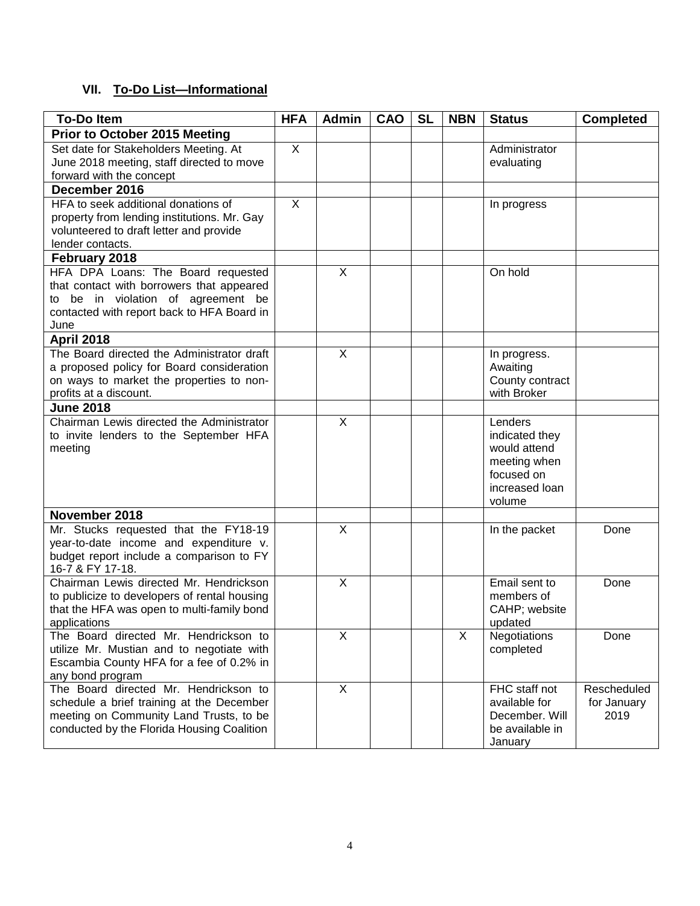## VII. To-Do List—Informational

| To-Do Item | HFA | Admin | CAO | SL | NBN | Status | Completed |
|---|---|---|---|---|---|---|---|
| **Prior to October 2015 Meeting** | | | | | | | |
| Set date for Stakeholders Meeting. At June 2018 meeting, staff directed to move forward with the concept | X | | | | | Administrator evaluating | |
| **December 2016** | | | | | | | |
| HFA to seek additional donations of property from lending institutions. Mr. Gay volunteered to draft letter and provide lender contacts. | X | | | | | In progress | |
| **February 2018** | | | | | | | |
| HFA DPA Loans: The Board requested that contact with borrowers that appeared to be in violation of agreement be contacted with report back to HFA Board in June | | X | | | | On hold | |
| **April 2018** | | | | | | | |
| The Board directed the Administrator draft a proposed policy for Board consideration on ways to market the properties to non-profits at a discount. | | X | | | | In progress. Awaiting County contract with Broker | |
| **June 2018** | | | | | | | |
| Chairman Lewis directed the Administrator to invite lenders to the September HFA meeting | | X | | | | Lenders indicated they would attend meeting when focused on increased loan volume | |
| **November 2018** | | | | | | | |
| Mr. Stucks requested that the FY18-19 year-to-date income and expenditure v. budget report include a comparison to FY 16-7 & FY 17-18. | | X | | | | In the packet | Done |
| Chairman Lewis directed Mr. Hendrickson to publicize to developers of rental housing that the HFA was open to multi-family bond applications | | X | | | | Email sent to members of CAHP; website updated | Done |
| The Board directed Mr. Hendrickson to utilize Mr. Mustian and to negotiate with Escambia County HFA for a fee of 0.2% in any bond program | | X | | | X | Negotiations completed | Done |
| The Board directed Mr. Hendrickson to schedule a brief training at the December meeting on Community Land Trusts, to be conducted by the Florida Housing Coalition | | X | | | | FHC staff not available for December. Will be available in January | Rescheduled for January 2019 |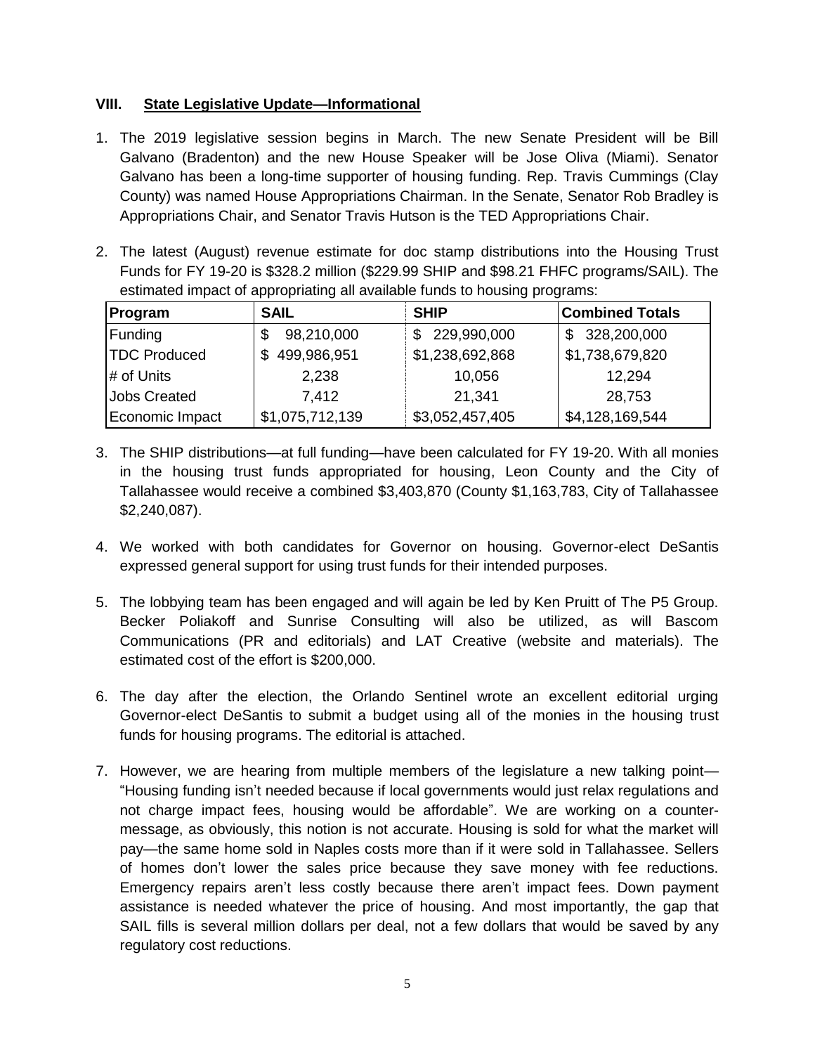## VIII. State Legislative Update—Informational

1. The 2019 legislative session begins in March. The new Senate President will be Bill Galvano (Bradenton) and the new House Speaker will be Jose Oliva (Miami). Senator Galvano has been a long-time supporter of housing funding. Rep. Travis Cummings (Clay County) was named House Appropriations Chairman. In the Senate, Senator Rob Bradley is Appropriations Chair, and Senator Travis Hutson is the TED Appropriations Chair.

2. The latest (August) revenue estimate for doc stamp distributions into the Housing Trust Funds for FY 19-20 is $328.2 million ($229.99 SHIP and $98.21 FHFC programs/SAIL). The estimated impact of appropriating all available funds to housing programs:

| Program | SAIL | SHIP | Combined Totals |
|---|---|---|---|
| Funding | $ 98,210,000 | $ 229,990,000 | $ 328,200,000 |
| TDC Produced | $ 499,986,951 | $1,238,692,868 | $1,738,679,820 |
| # of Units | 2,238 | 10,056 | 12,294 |
| Jobs Created | 7,412 | 21,341 | 28,753 |
| Economic Impact | $1,075,712,139 | $3,052,457,405 | $4,128,169,544 |

3. The SHIP distributions—at full funding—have been calculated for FY 19-20. With all monies in the housing trust funds appropriated for housing, Leon County and the City of Tallahassee would receive a combined $3,403,870 (County $1,163,783, City of Tallahassee $2,240,087).

4. We worked with both candidates for Governor on housing. Governor-elect DeSantis expressed general support for using trust funds for their intended purposes.

5. The lobbying team has been engaged and will again be led by Ken Pruitt of The P5 Group. Becker Poliakoff and Sunrise Consulting will also be utilized, as will Bascom Communications (PR and editorials) and LAT Creative (website and materials). The estimated cost of the effort is $200,000.

6. The day after the election, the Orlando Sentinel wrote an excellent editorial urging Governor-elect DeSantis to submit a budget using all of the monies in the housing trust funds for housing programs. The editorial is attached.

7. However, we are hearing from multiple members of the legislature a new talking point—"Housing funding isn't needed because if local governments would just relax regulations and not charge impact fees, housing would be affordable". We are working on a counter-message, as obviously, this notion is not accurate. Housing is sold for what the market will pay—the same home sold in Naples costs more than if it were sold in Tallahassee. Sellers of homes don't lower the sales price because they save money with fee reductions. Emergency repairs aren't less costly because there aren't impact fees. Down payment assistance is needed whatever the price of housing. And most importantly, the gap that SAIL fills is several million dollars per deal, not a few dollars that would be saved by any regulatory cost reductions.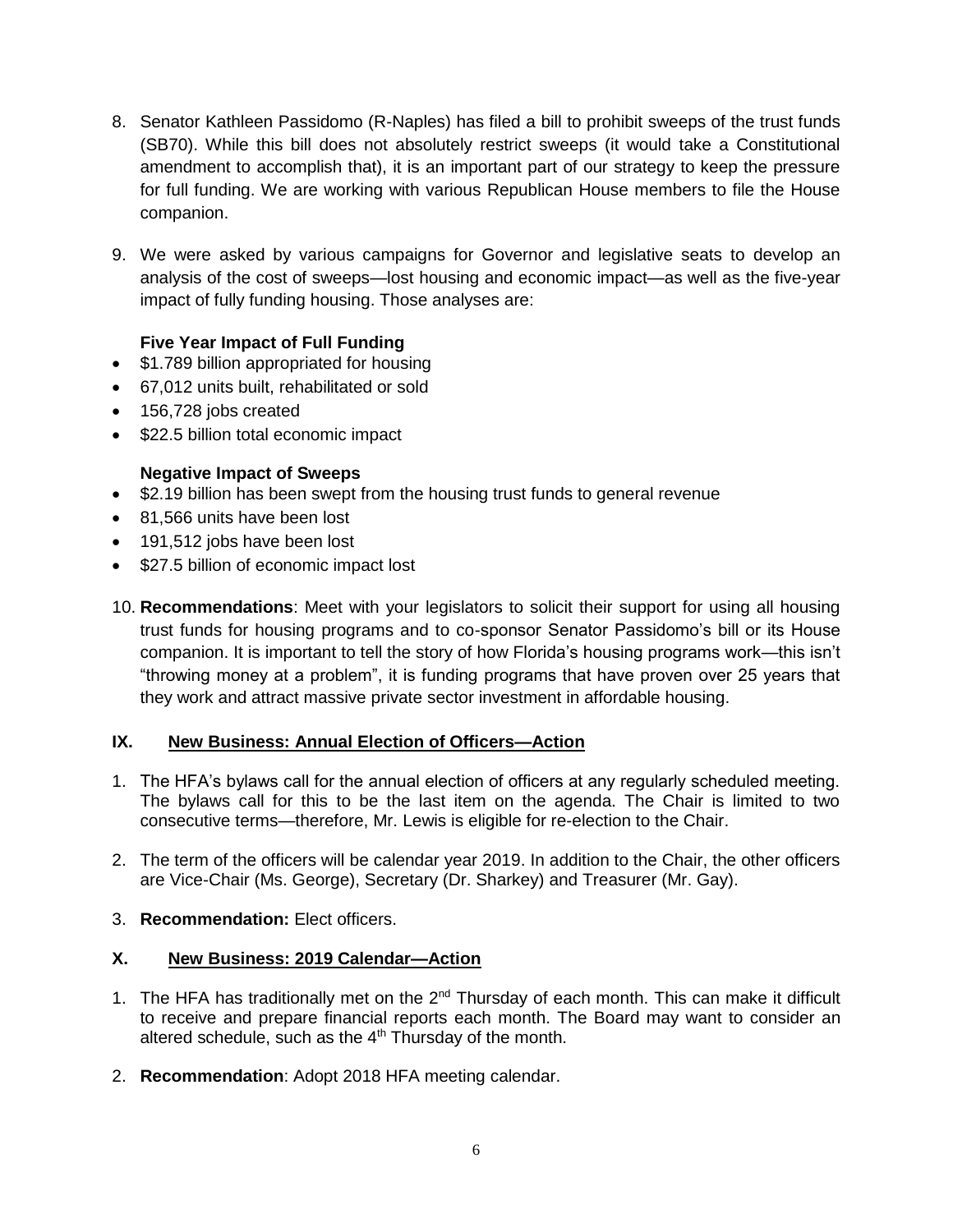8. Senator Kathleen Passidomo (R-Naples) has filed a bill to prohibit sweeps of the trust funds (SB70). While this bill does not absolutely restrict sweeps (it would take a Constitutional amendment to accomplish that), it is an important part of our strategy to keep the pressure for full funding. We are working with various Republican House members to file the House companion.

9. We were asked by various campaigns for Governor and legislative seats to develop an analysis of the cost of sweeps—lost housing and economic impact—as well as the five-year impact of fully funding housing. Those analyses are:

   **Five Year Impact of Full Funding**

   - $1.789 billion appropriated for housing
   - 67,012 units built, rehabilitated or sold
   - 156,728 jobs created
   - $22.5 billion total economic impact

   **Negative Impact of Sweeps**

   - $2.19 billion has been swept from the housing trust funds to general revenue
   - 81,566 units have been lost
   - 191,512 jobs have been lost
   - $27.5 billion of economic impact lost

10. **Recommendations**: Meet with your legislators to solicit their support for using all housing trust funds for housing programs and to co-sponsor Senator Passidomo's bill or its House companion. It is important to tell the story of how Florida's housing programs work—this isn't "throwing money at a problem", it is funding programs that have proven over 25 years that they work and attract massive private sector investment in affordable housing.

## IX. New Business: Annual Election of Officers—Action

1. The HFA's bylaws call for the annual election of officers at any regularly scheduled meeting. The bylaws call for this to be the last item on the agenda. The Chair is limited to two consecutive terms—therefore, Mr. Lewis is eligible for re-election to the Chair.

2. The term of the officers will be calendar year 2019. In addition to the Chair, the other officers are Vice-Chair (Ms. George), Secretary (Dr. Sharkey) and Treasurer (Mr. Gay).

3. **Recommendation:** Elect officers.

## X. New Business: 2019 Calendar—Action

1. The HFA has traditionally met on the 2nd Thursday of each month. This can make it difficult to receive and prepare financial reports each month. The Board may want to consider an altered schedule, such as the 4th Thursday of the month.

2. **Recommendation**: Adopt 2018 HFA meeting calendar.